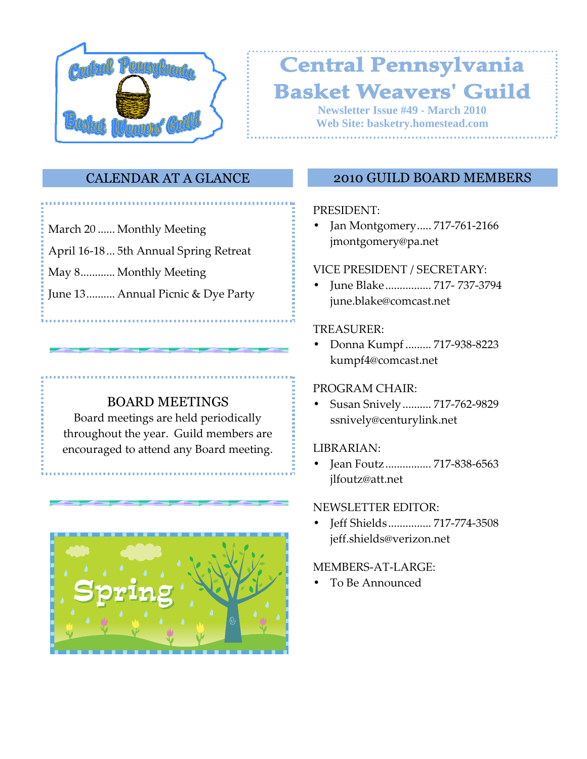# Central Pennsylvania Basket Weavers' Guild

**Newsletter Issue #49 - March 2010**
**Web Site: basketry.homestead.com**

## CALENDAR AT A GLANCE

March 20 ...... Monthly Meeting

April 16-18 ... 5th Annual Spring Retreat

May 8............ Monthly Meeting

June 13.......... Annual Picnic & Dye Party

### BOARD MEETINGS

Board meetings are held periodically throughout the year. Guild members are encouraged to attend any Board meeting.

## 2010 GUILD BOARD MEMBERS

PRESIDENT:

- Jan Montgomery..... 717-761-2166
  jmontgomery@pa.net

VICE PRESIDENT / SECRETARY:

- June Blake................ 717- 737-3794
  june.blake@comcast.net

TREASURER:

- Donna Kumpf ......... 717-938-8223
  kumpf4@comcast.net

PROGRAM CHAIR:

- Susan Snively .......... 717-762-9829
  ssnively@centurylink.net

LIBRARIAN:

- Jean Foutz................ 717-838-6563
  jlfoutz@att.net

NEWSLETTER EDITOR:

- Jeff Shields............... 717-774-3508
  jeff.shields@verizon.net

MEMBERS-AT-LARGE:

- To Be Announced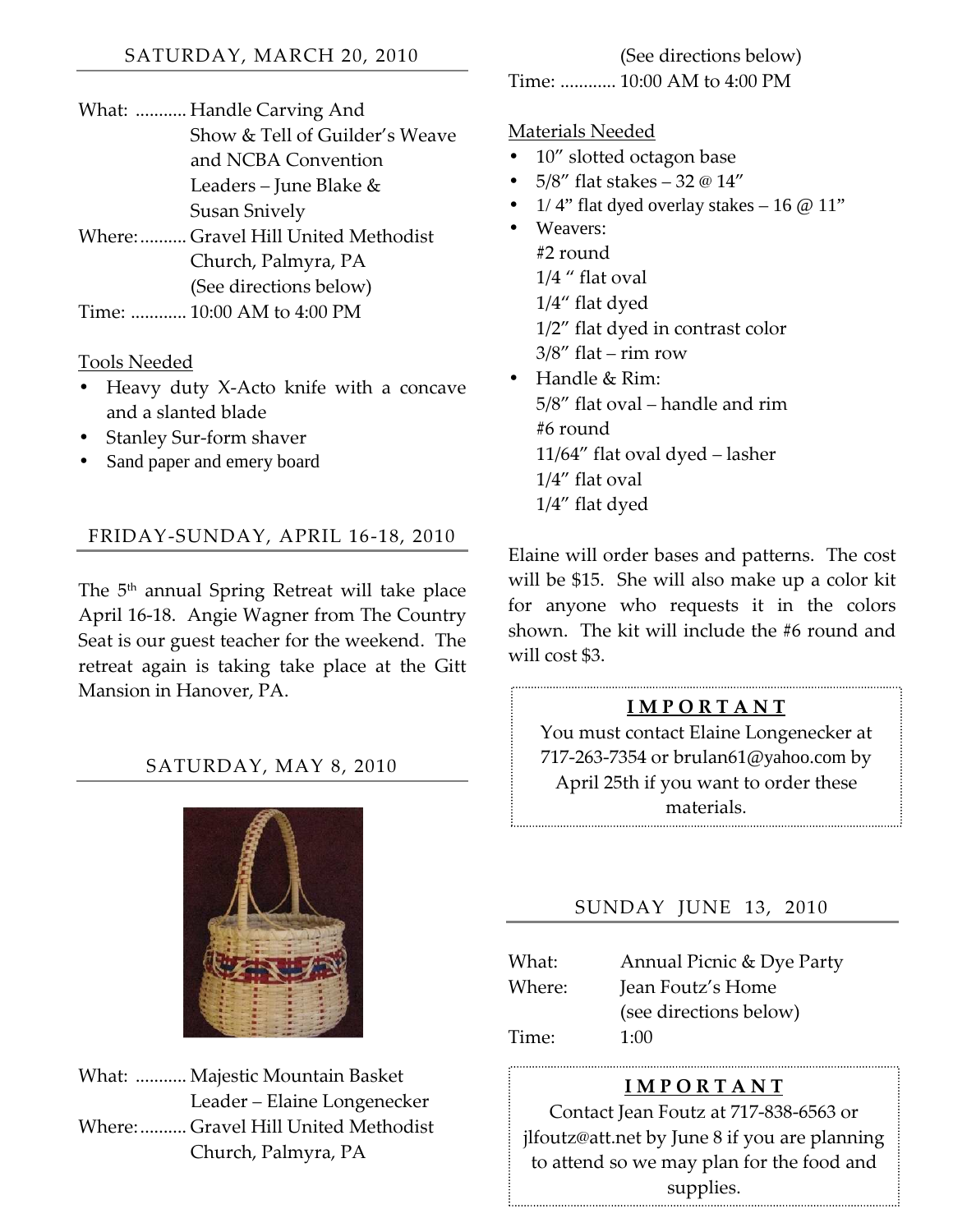## SATURDAY, MARCH 20, 2010

What: ........... Handle Carving And Show & Tell of Guilder's Weave and NCBA Convention
Leaders – June Blake & Susan Snively

Where:.......... Gravel Hill United Methodist Church, Palmyra, PA
(See directions below)

Time: ............ 10:00 AM to 4:00 PM

Tools Needed

- Heavy duty X-Acto knife with a concave and a slanted blade
- Stanley Sur-form shaver
- Sand paper and emery board

## FRIDAY-SUNDAY, APRIL 16-18, 2010

The 5th annual Spring Retreat will take place April 16-18. Angie Wagner from The Country Seat is our guest teacher for the weekend. The retreat again is taking take place at the Gitt Mansion in Hanover, PA.

## SATURDAY, MAY 8, 2010

What: ........... Majestic Mountain Basket
Leader – Elaine Longenecker

Where:.......... Gravel Hill United Methodist Church, Palmyra, PA
(See directions below)

Time: ............ 10:00 AM to 4:00 PM

Materials Needed

- 10" slotted octagon base
- 5/8" flat stakes – 32 @ 14"
- 1/ 4" flat dyed overlay stakes – 16 @ 11"
- Weavers:
  - #2 round
  - 1/4 " flat oval
  - 1/4" flat dyed
  - 1/2" flat dyed in contrast color
  - 3/8" flat – rim row
- Handle & Rim:
  - 5/8" flat oval – handle and rim
  - #6 round
  - 11/64" flat oval dyed – lasher
  - 1/4" flat oval
  - 1/4" flat dyed

Elaine will order bases and patterns. The cost will be $15. She will also make up a color kit for anyone who requests it in the colors shown. The kit will include the #6 round and will cost $3.

**IMPORTANT**

You must contact Elaine Longenecker at 717-263-7354 or brulan61@yahoo.com by April 25th if you want to order these materials.

## SUNDAY JUNE 13, 2010

What: Annual Picnic & Dye Party

Where: Jean Foutz's Home
(see directions below)

Time: 1:00

**IMPORTANT**

Contact Jean Foutz at 717-838-6563 or jlfoutz@att.net by June 8 if you are planning to attend so we may plan for the food and supplies.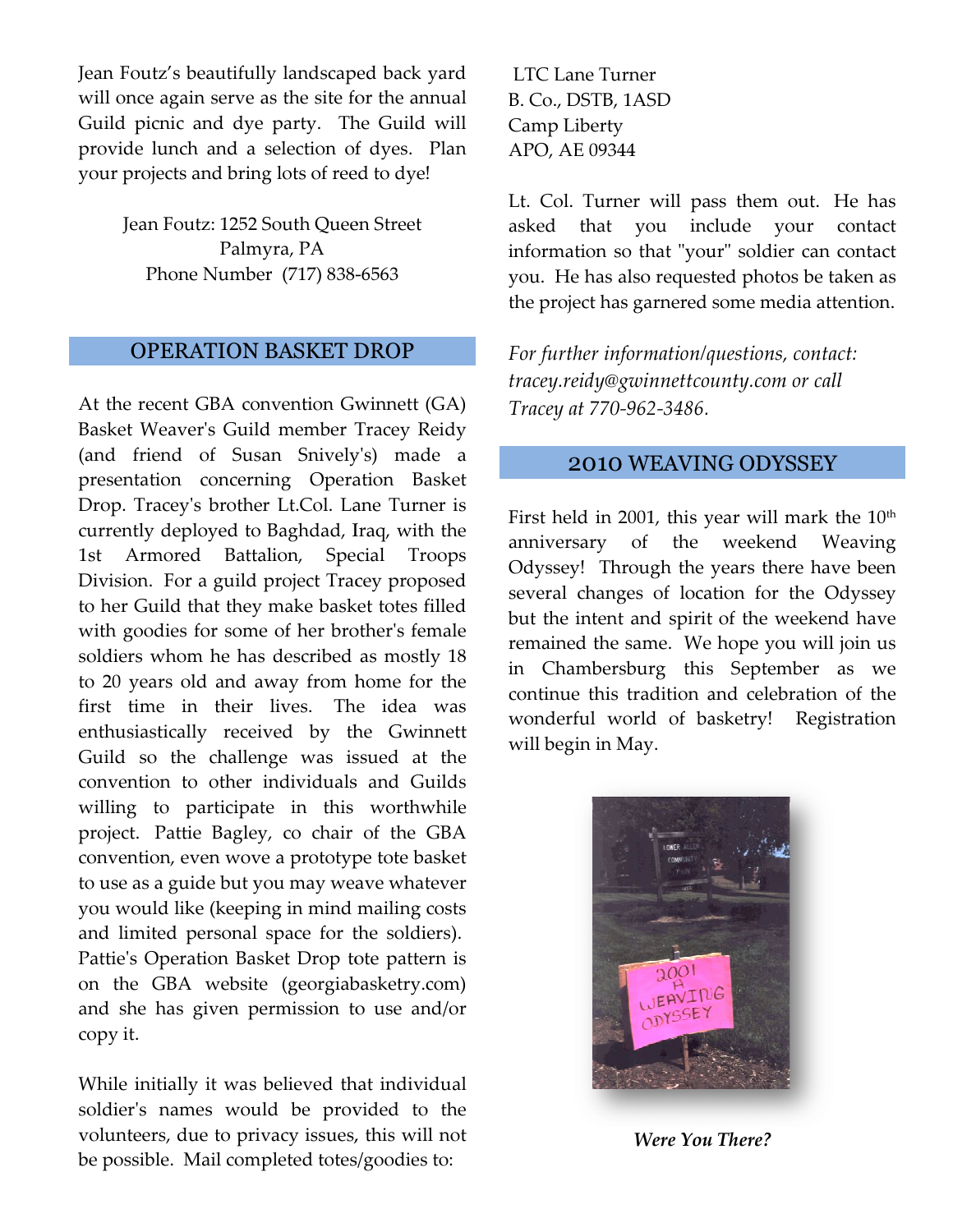Jean Foutz's beautifully landscaped back yard will once again serve as the site for the annual Guild picnic and dye party. The Guild will provide lunch and a selection of dyes. Plan your projects and bring lots of reed to dye!

Jean Foutz: 1252 South Queen Street
Palmyra, PA
Phone Number (717) 838-6563

## OPERATION BASKET DROP

At the recent GBA convention Gwinnett (GA) Basket Weaver's Guild member Tracey Reidy (and friend of Susan Snively's) made a presentation concerning Operation Basket Drop. Tracey's brother Lt.Col. Lane Turner is currently deployed to Baghdad, Iraq, with the 1st Armored Battalion, Special Troops Division. For a guild project Tracey proposed to her Guild that they make basket totes filled with goodies for some of her brother's female soldiers whom he has described as mostly 18 to 20 years old and away from home for the first time in their lives. The idea was enthusiastically received by the Gwinnett Guild so the challenge was issued at the convention to other individuals and Guilds willing to participate in this worthwhile project. Pattie Bagley, co chair of the GBA convention, even wove a prototype tote basket to use as a guide but you may weave whatever you would like (keeping in mind mailing costs and limited personal space for the soldiers). Pattie's Operation Basket Drop tote pattern is on the GBA website (georgiabasketry.com) and she has given permission to use and/or copy it.

While initially it was believed that individual soldier's names would be provided to the volunteers, due to privacy issues, this will not be possible. Mail completed totes/goodies to:

LTC Lane Turner
B. Co., DSTB, 1ASD
Camp Liberty
APO, AE 09344

Lt. Col. Turner will pass them out. He has asked that you include your contact information so that "your" soldier can contact you. He has also requested photos be taken as the project has garnered some media attention.

*For further information/questions, contact: tracey.reidy@gwinnettcounty.com or call Tracey at 770-962-3486.*

## 2010 WEAVING ODYSSEY

First held in 2001, this year will mark the 10th anniversary of the weekend Weaving Odyssey! Through the years there have been several changes of location for the Odyssey but the intent and spirit of the weekend have remained the same. We hope you will join us in Chambersburg this September as we continue this tradition and celebration of the wonderful world of basketry! Registration will begin in May.

***Were You There?***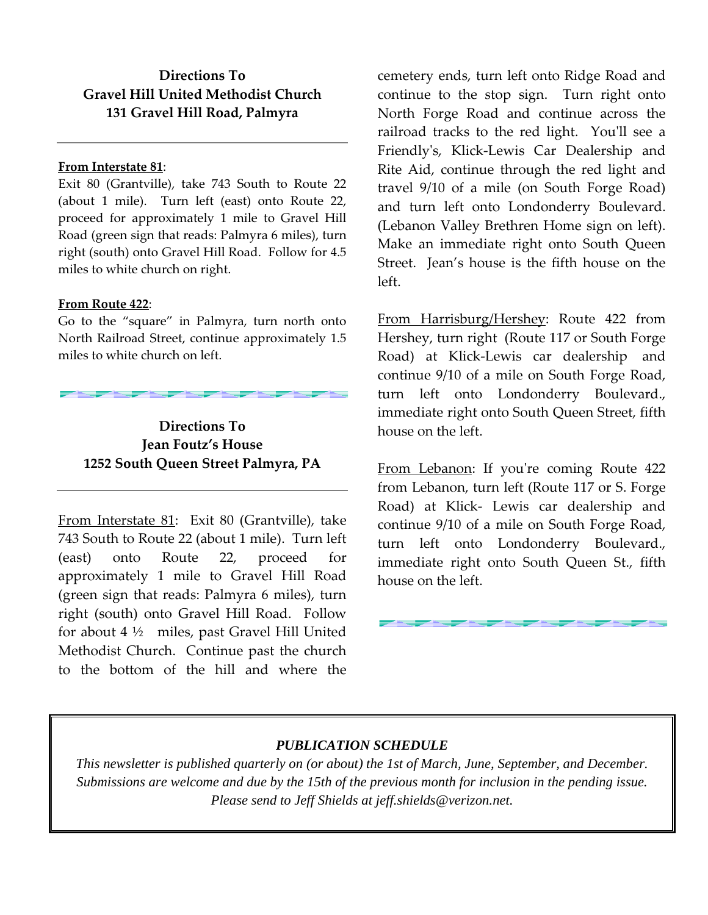## Directions To
## Gravel Hill United Methodist Church
## 131 Gravel Hill Road, Palmyra

**From Interstate 81**:

Exit 80 (Grantville), take 743 South to Route 22 (about 1 mile). Turn left (east) onto Route 22, proceed for approximately 1 mile to Gravel Hill Road (green sign that reads: Palmyra 6 miles), turn right (south) onto Gravel Hill Road. Follow for 4.5 miles to white church on right.

**From Route 422**:

Go to the "square" in Palmyra, turn north onto North Railroad Street, continue approximately 1.5 miles to white church on left.

## Directions To
## Jean Foutz's House
## 1252 South Queen Street Palmyra, PA

From Interstate 81: Exit 80 (Grantville), take 743 South to Route 22 (about 1 mile). Turn left (east) onto Route 22, proceed for approximately 1 mile to Gravel Hill Road (green sign that reads: Palmyra 6 miles), turn right (south) onto Gravel Hill Road. Follow for about 4 ½ miles, past Gravel Hill United Methodist Church. Continue past the church to the bottom of the hill and where the cemetery ends, turn left onto Ridge Road and continue to the stop sign. Turn right onto North Forge Road and continue across the railroad tracks to the red light. You'll see a Friendly's, Klick-Lewis Car Dealership and Rite Aid, continue through the red light and travel 9/10 of a mile (on South Forge Road) and turn left onto Londonderry Boulevard. (Lebanon Valley Brethren Home sign on left). Make an immediate right onto South Queen Street. Jean's house is the fifth house on the left.

From Harrisburg/Hershey: Route 422 from Hershey, turn right (Route 117 or South Forge Road) at Klick-Lewis car dealership and continue 9/10 of a mile on South Forge Road, turn left onto Londonderry Boulevard., immediate right onto South Queen Street, fifth house on the left.

From Lebanon: If you're coming Route 422 from Lebanon, turn left (Route 117 or S. Forge Road) at Klick- Lewis car dealership and continue 9/10 of a mile on South Forge Road, turn left onto Londonderry Boulevard., immediate right onto South Queen St., fifth house on the left.

***PUBLICATION SCHEDULE***

*This newsletter is published quarterly on (or about) the 1st of March, June, September, and December. Submissions are welcome and due by the 15th of the previous month for inclusion in the pending issue. Please send to Jeff Shields at jeff.shields@verizon.net.*